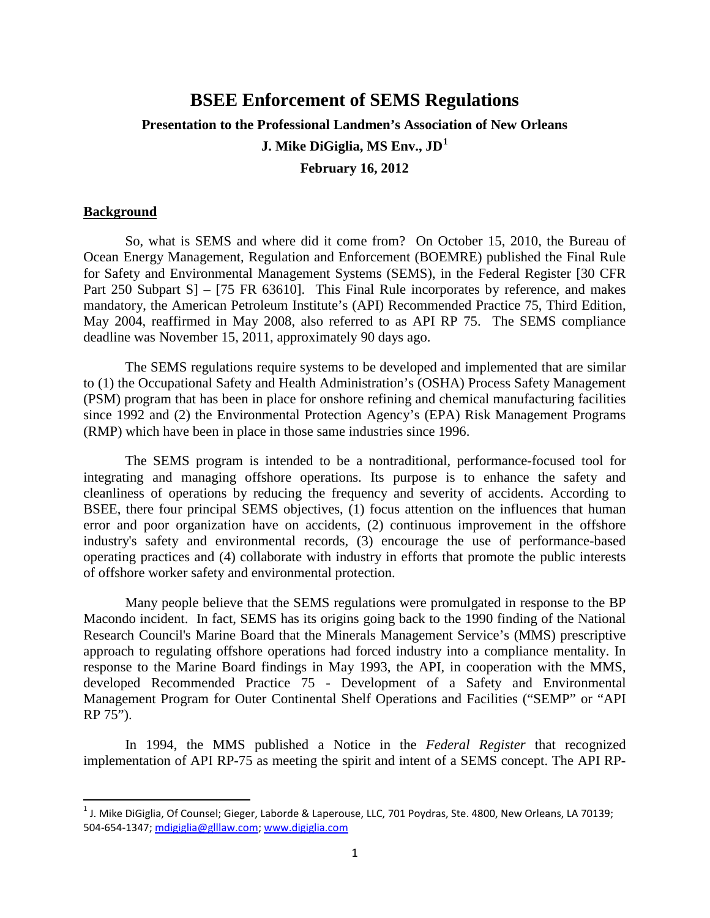# BSEE Enforcement of SEMS Regulations

**Presentation to the Professional Landmen's Association of New Orleans**

**J. Mike DiGiglia, MS Env., JD[1]**

**February 16, 2012**

## Background

So, what is SEMS and where did it come from? On October 15, 2010, the Bureau of Ocean Energy Management, Regulation and Enforcement (BOEMRE) published the Final Rule for Safety and Environmental Management Systems (SEMS), in the Federal Register [30 CFR Part 250 Subpart S] – [75 FR 63610]. This Final Rule incorporates by reference, and makes mandatory, the American Petroleum Institute's (API) Recommended Practice 75, Third Edition, May 2004, reaffirmed in May 2008, also referred to as API RP 75. The SEMS compliance deadline was November 15, 2011, approximately 90 days ago.

The SEMS regulations require systems to be developed and implemented that are similar to (1) the Occupational Safety and Health Administration's (OSHA) Process Safety Management (PSM) program that has been in place for onshore refining and chemical manufacturing facilities since 1992 and (2) the Environmental Protection Agency's (EPA) Risk Management Programs (RMP) which have been in place in those same industries since 1996.

The SEMS program is intended to be a nontraditional, performance-focused tool for integrating and managing offshore operations. Its purpose is to enhance the safety and cleanliness of operations by reducing the frequency and severity of accidents. According to BSEE, there four principal SEMS objectives, (1) focus attention on the influences that human error and poor organization have on accidents, (2) continuous improvement in the offshore industry's safety and environmental records, (3) encourage the use of performance-based operating practices and (4) collaborate with industry in efforts that promote the public interests of offshore worker safety and environmental protection.

Many people believe that the SEMS regulations were promulgated in response to the BP Macondo incident. In fact, SEMS has its origins going back to the 1990 finding of the National Research Council's Marine Board that the Minerals Management Service's (MMS) prescriptive approach to regulating offshore operations had forced industry into a compliance mentality. In response to the Marine Board findings in May 1993, the API, in cooperation with the MMS, developed Recommended Practice 75 - Development of a Safety and Environmental Management Program for Outer Continental Shelf Operations and Facilities ("SEMP" or "API RP 75").

In 1994, the MMS published a Notice in the *Federal Register* that recognized implementation of API RP-75 as meeting the spirit and intent of a SEMS concept. The API RP-

---

[1] J. Mike DiGiglia, Of Counsel; Gieger, Laborde & Laperouse, LLC, 701 Poydras, Ste. 4800, New Orleans, LA 70139; 504-654-1347; mdigiglia@glllaw.com; www.digiglia.com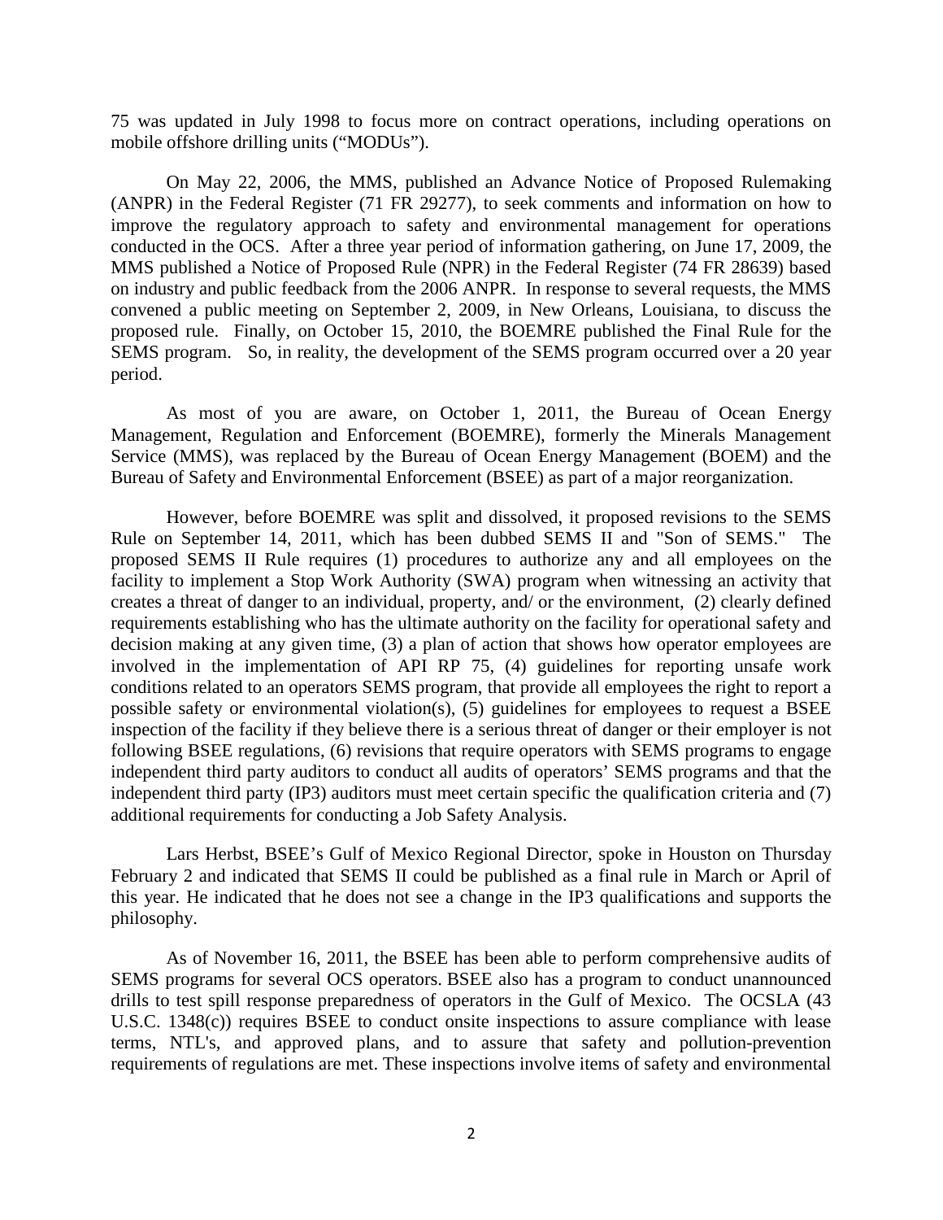75 was updated in July 1998 to focus more on contract operations, including operations on mobile offshore drilling units ("MODUs").

On May 22, 2006, the MMS, published an Advance Notice of Proposed Rulemaking (ANPR) in the Federal Register (71 FR 29277), to seek comments and information on how to improve the regulatory approach to safety and environmental management for operations conducted in the OCS. After a three year period of information gathering, on June 17, 2009, the MMS published a Notice of Proposed Rule (NPR) in the Federal Register (74 FR 28639) based on industry and public feedback from the 2006 ANPR. In response to several requests, the MMS convened a public meeting on September 2, 2009, in New Orleans, Louisiana, to discuss the proposed rule. Finally, on October 15, 2010, the BOEMRE published the Final Rule for the SEMS program. So, in reality, the development of the SEMS program occurred over a 20 year period.

As most of you are aware, on October 1, 2011, the Bureau of Ocean Energy Management, Regulation and Enforcement (BOEMRE), formerly the Minerals Management Service (MMS), was replaced by the Bureau of Ocean Energy Management (BOEM) and the Bureau of Safety and Environmental Enforcement (BSEE) as part of a major reorganization.

However, before BOEMRE was split and dissolved, it proposed revisions to the SEMS Rule on September 14, 2011, which has been dubbed SEMS II and "Son of SEMS." The proposed SEMS II Rule requires (1) procedures to authorize any and all employees on the facility to implement a Stop Work Authority (SWA) program when witnessing an activity that creates a threat of danger to an individual, property, and/ or the environment, (2) clearly defined requirements establishing who has the ultimate authority on the facility for operational safety and decision making at any given time, (3) a plan of action that shows how operator employees are involved in the implementation of API RP 75, (4) guidelines for reporting unsafe work conditions related to an operators SEMS program, that provide all employees the right to report a possible safety or environmental violation(s), (5) guidelines for employees to request a BSEE inspection of the facility if they believe there is a serious threat of danger or their employer is not following BSEE regulations, (6) revisions that require operators with SEMS programs to engage independent third party auditors to conduct all audits of operators' SEMS programs and that the independent third party (IP3) auditors must meet certain specific the qualification criteria and (7) additional requirements for conducting a Job Safety Analysis.

Lars Herbst, BSEE's Gulf of Mexico Regional Director, spoke in Houston on Thursday February 2 and indicated that SEMS II could be published as a final rule in March or April of this year. He indicated that he does not see a change in the IP3 qualifications and supports the philosophy.

As of November 16, 2011, the BSEE has been able to perform comprehensive audits of SEMS programs for several OCS operators. BSEE also has a program to conduct unannounced drills to test spill response preparedness of operators in the Gulf of Mexico. The OCSLA (43 U.S.C. 1348(c)) requires BSEE to conduct onsite inspections to assure compliance with lease terms, NTL's, and approved plans, and to assure that safety and pollution-prevention requirements of regulations are met. These inspections involve items of safety and environmental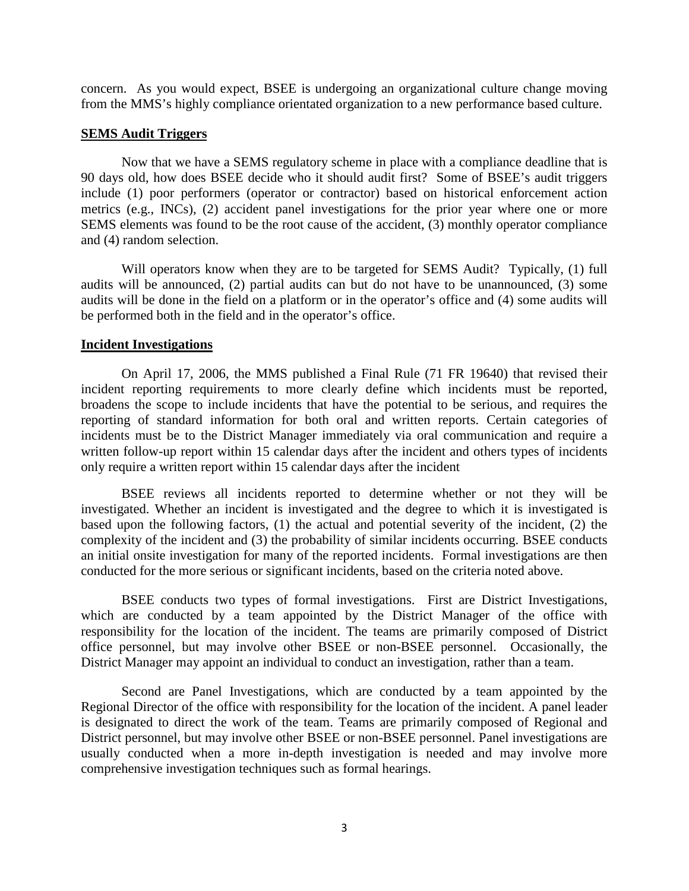concern. As you would expect, BSEE is undergoing an organizational culture change moving from the MMS's highly compliance orientated organization to a new performance based culture.

**SEMS Audit Triggers**

Now that we have a SEMS regulatory scheme in place with a compliance deadline that is 90 days old, how does BSEE decide who it should audit first? Some of BSEE's audit triggers include (1) poor performers (operator or contractor) based on historical enforcement action metrics (e.g., INCs), (2) accident panel investigations for the prior year where one or more SEMS elements was found to be the root cause of the accident, (3) monthly operator compliance and (4) random selection.

Will operators know when they are to be targeted for SEMS Audit? Typically, (1) full audits will be announced, (2) partial audits can but do not have to be unannounced, (3) some audits will be done in the field on a platform or in the operator's office and (4) some audits will be performed both in the field and in the operator's office.

**Incident Investigations**

On April 17, 2006, the MMS published a Final Rule (71 FR 19640) that revised their incident reporting requirements to more clearly define which incidents must be reported, broadens the scope to include incidents that have the potential to be serious, and requires the reporting of standard information for both oral and written reports. Certain categories of incidents must be to the District Manager immediately via oral communication and require a written follow-up report within 15 calendar days after the incident and others types of incidents only require a written report within 15 calendar days after the incident

BSEE reviews all incidents reported to determine whether or not they will be investigated. Whether an incident is investigated and the degree to which it is investigated is based upon the following factors, (1) the actual and potential severity of the incident, (2) the complexity of the incident and (3) the probability of similar incidents occurring. BSEE conducts an initial onsite investigation for many of the reported incidents. Formal investigations are then conducted for the more serious or significant incidents, based on the criteria noted above.

BSEE conducts two types of formal investigations. First are District Investigations, which are conducted by a team appointed by the District Manager of the office with responsibility for the location of the incident. The teams are primarily composed of District office personnel, but may involve other BSEE or non-BSEE personnel. Occasionally, the District Manager may appoint an individual to conduct an investigation, rather than a team.

Second are Panel Investigations, which are conducted by a team appointed by the Regional Director of the office with responsibility for the location of the incident. A panel leader is designated to direct the work of the team. Teams are primarily composed of Regional and District personnel, but may involve other BSEE or non-BSEE personnel. Panel investigations are usually conducted when a more in-depth investigation is needed and may involve more comprehensive investigation techniques such as formal hearings.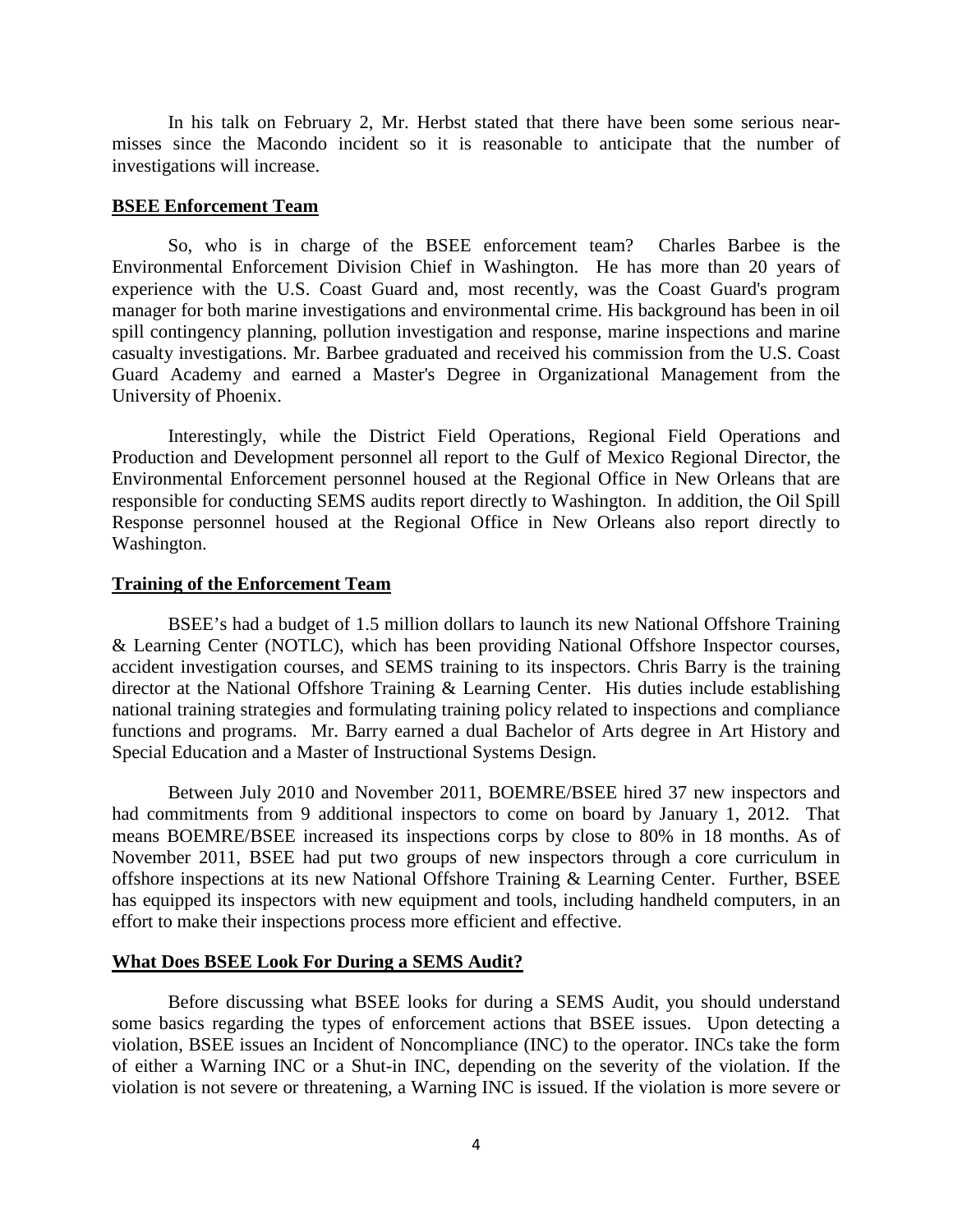In his talk on February 2, Mr. Herbst stated that there have been some serious near-misses since the Macondo incident so it is reasonable to anticipate that the number of investigations will increase.

## BSEE Enforcement Team

So, who is in charge of the BSEE enforcement team? Charles Barbee is the Environmental Enforcement Division Chief in Washington. He has more than 20 years of experience with the U.S. Coast Guard and, most recently, was the Coast Guard's program manager for both marine investigations and environmental crime. His background has been in oil spill contingency planning, pollution investigation and response, marine inspections and marine casualty investigations. Mr. Barbee graduated and received his commission from the U.S. Coast Guard Academy and earned a Master's Degree in Organizational Management from the University of Phoenix.

Interestingly, while the District Field Operations, Regional Field Operations and Production and Development personnel all report to the Gulf of Mexico Regional Director, the Environmental Enforcement personnel housed at the Regional Office in New Orleans that are responsible for conducting SEMS audits report directly to Washington. In addition, the Oil Spill Response personnel housed at the Regional Office in New Orleans also report directly to Washington.

## Training of the Enforcement Team

BSEE's had a budget of 1.5 million dollars to launch its new National Offshore Training & Learning Center (NOTLC), which has been providing National Offshore Inspector courses, accident investigation courses, and SEMS training to its inspectors. Chris Barry is the training director at the National Offshore Training & Learning Center. His duties include establishing national training strategies and formulating training policy related to inspections and compliance functions and programs. Mr. Barry earned a dual Bachelor of Arts degree in Art History and Special Education and a Master of Instructional Systems Design.

Between July 2010 and November 2011, BOEMRE/BSEE hired 37 new inspectors and had commitments from 9 additional inspectors to come on board by January 1, 2012. That means BOEMRE/BSEE increased its inspections corps by close to 80% in 18 months. As of November 2011, BSEE had put two groups of new inspectors through a core curriculum in offshore inspections at its new National Offshore Training & Learning Center. Further, BSEE has equipped its inspectors with new equipment and tools, including handheld computers, in an effort to make their inspections process more efficient and effective.

## What Does BSEE Look For During a SEMS Audit?

Before discussing what BSEE looks for during a SEMS Audit, you should understand some basics regarding the types of enforcement actions that BSEE issues. Upon detecting a violation, BSEE issues an Incident of Noncompliance (INC) to the operator. INCs take the form of either a Warning INC or a Shut-in INC, depending on the severity of the violation. If the violation is not severe or threatening, a Warning INC is issued. If the violation is more severe or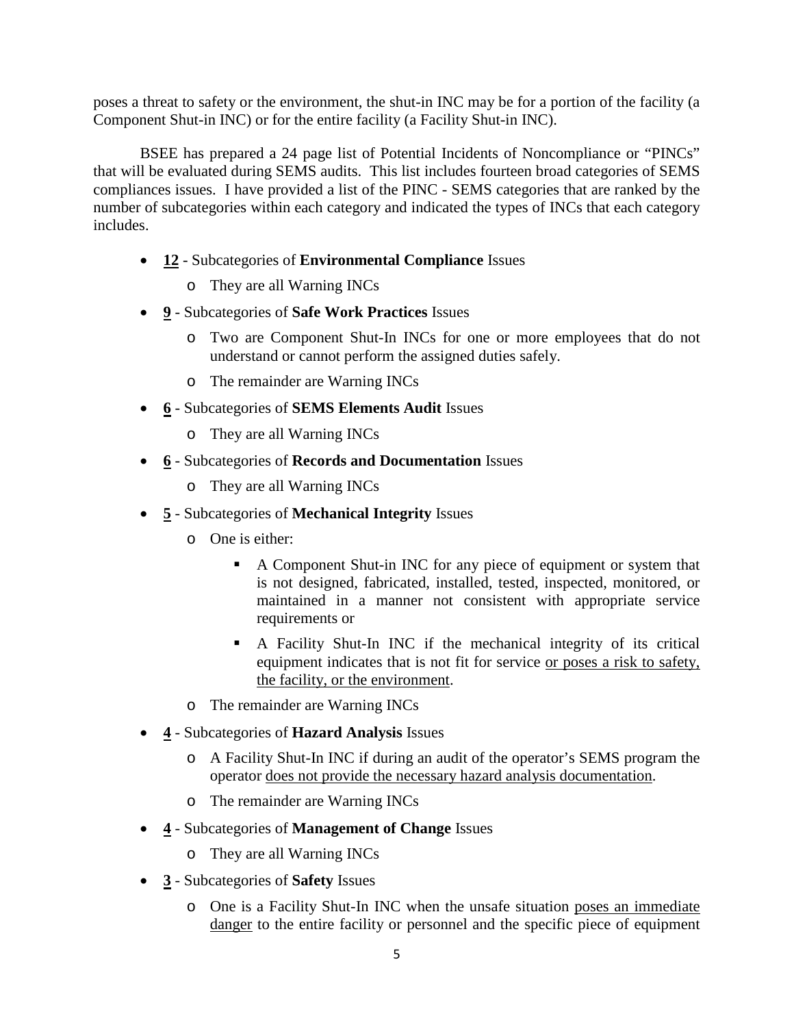poses a threat to safety or the environment, the shut-in INC may be for a portion of the facility (a Component Shut-in INC) or for the entire facility (a Facility Shut-in INC).

BSEE has prepared a 24 page list of Potential Incidents of Noncompliance or "PINCs" that will be evaluated during SEMS audits. This list includes fourteen broad categories of SEMS compliances issues. I have provided a list of the PINC - SEMS categories that are ranked by the number of subcategories within each category and indicated the types of INCs that each category includes.

- <u>**12**</u> - Subcategories of **Environmental Compliance** Issues
  - They are all Warning INCs
- <u>**9**</u> - Subcategories of **Safe Work Practices** Issues
  - Two are Component Shut-In INCs for one or more employees that do not understand or cannot perform the assigned duties safely.
  - The remainder are Warning INCs
- <u>**6**</u> - Subcategories of **SEMS Elements Audit** Issues
  - They are all Warning INCs
- <u>**6**</u> - Subcategories of **Records and Documentation** Issues
  - They are all Warning INCs
- <u>**5**</u> - Subcategories of **Mechanical Integrity** Issues
  - One is either:
    - A Component Shut-in INC for any piece of equipment or system that is not designed, fabricated, installed, tested, inspected, monitored, or maintained in a manner not consistent with appropriate service requirements or
    - A Facility Shut-In INC if the mechanical integrity of its critical equipment indicates that is not fit for service <u>or poses a risk to safety, the facility, or the environment</u>.
  - The remainder are Warning INCs
- <u>**4**</u> - Subcategories of **Hazard Analysis** Issues
  - A Facility Shut-In INC if during an audit of the operator's SEMS program the operator <u>does not provide the necessary hazard analysis documentation</u>.
  - The remainder are Warning INCs
- <u>**4**</u> - Subcategories of **Management of Change** Issues
  - They are all Warning INCs
- <u>**3**</u> - Subcategories of **Safety** Issues
  - One is a Facility Shut-In INC when the unsafe situation <u>poses an immediate danger</u> to the entire facility or personnel and the specific piece of equipment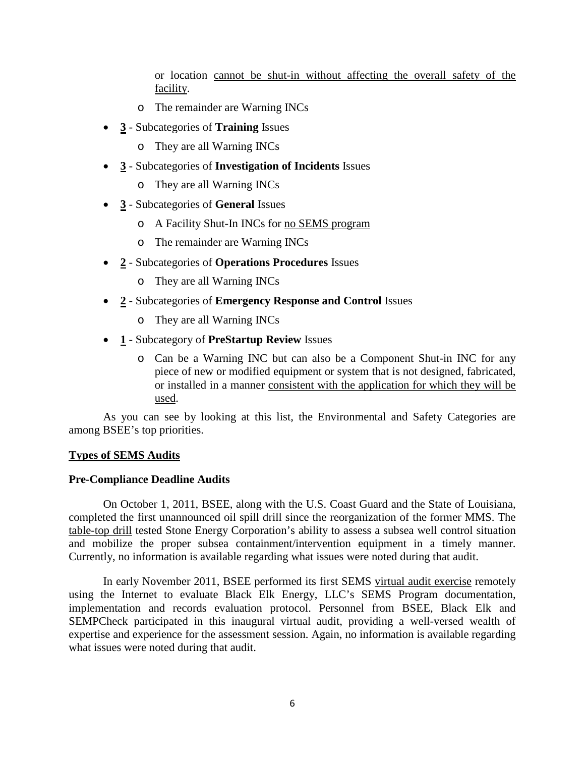or location <u>cannot be shut-in without affecting the overall safety of the facility</u>.

  - The remainder are Warning INCs

- **<u>3</u>** - Subcategories of **Training** Issues
  - They are all Warning INCs
- **<u>3</u>** - Subcategories of **Investigation of Incidents** Issues
  - They are all Warning INCs
- **<u>3</u>** - Subcategories of **General** Issues
  - A Facility Shut-In INCs for <u>no SEMS program</u>
  - The remainder are Warning INCs
- **<u>2</u>** - Subcategories of **Operations Procedures** Issues
  - They are all Warning INCs
- **<u>2</u>** - Subcategories of **Emergency Response and Control** Issues
  - They are all Warning INCs
- **<u>1</u>** - Subcategory of **PreStartup Review** Issues
  - Can be a Warning INC but can also be a Component Shut-in INC for any piece of new or modified equipment or system that is not designed, fabricated, or installed in a manner <u>consistent with the application for which they will be used</u>.

As you can see by looking at this list, the Environmental and Safety Categories are among BSEE's top priorities.

**<u>Types of SEMS Audits</u>**

**Pre-Compliance Deadline Audits**

On October 1, 2011, BSEE, along with the U.S. Coast Guard and the State of Louisiana, completed the first unannounced oil spill drill since the reorganization of the former MMS. The <u>table-top drill</u> tested Stone Energy Corporation's ability to assess a subsea well control situation and mobilize the proper subsea containment/intervention equipment in a timely manner. Currently, no information is available regarding what issues were noted during that audit.

In early November 2011, BSEE performed its first SEMS <u>virtual audit exercise</u> remotely using the Internet to evaluate Black Elk Energy, LLC's SEMS Program documentation, implementation and records evaluation protocol. Personnel from BSEE, Black Elk and SEMPCheck participated in this inaugural virtual audit, providing a well-versed wealth of expertise and experience for the assessment session. Again, no information is available regarding what issues were noted during that audit.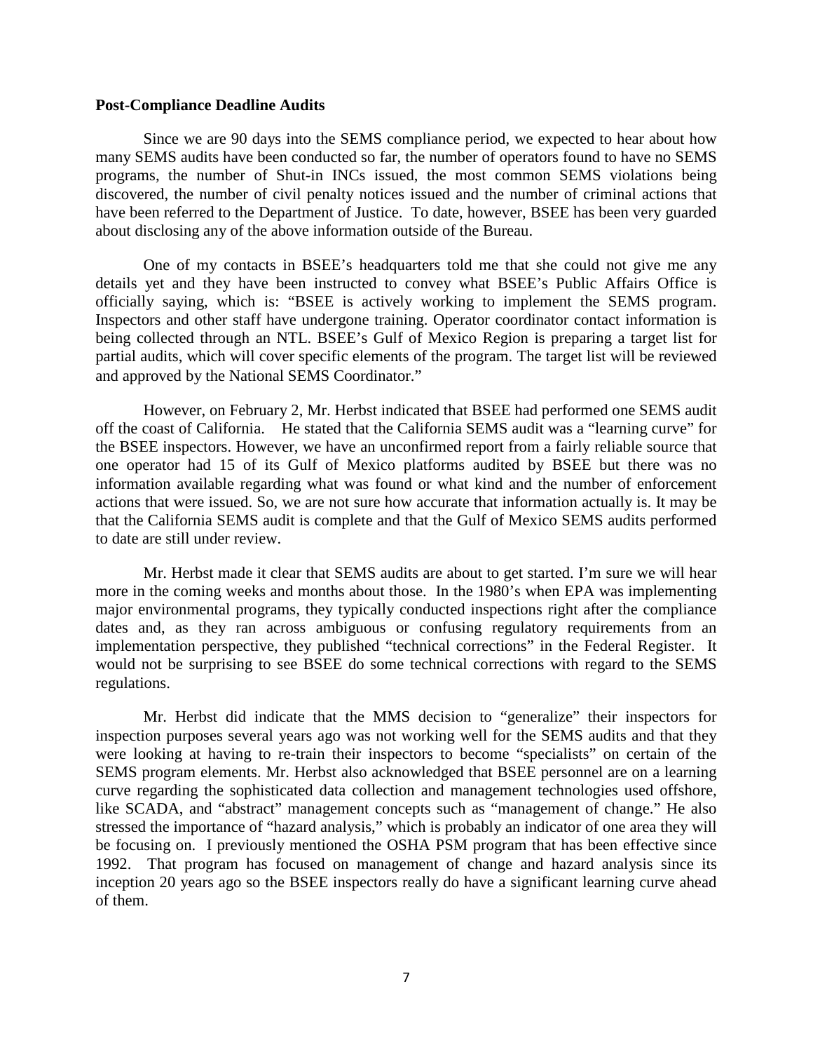**Post-Compliance Deadline Audits**

Since we are 90 days into the SEMS compliance period, we expected to hear about how many SEMS audits have been conducted so far, the number of operators found to have no SEMS programs, the number of Shut-in INCs issued, the most common SEMS violations being discovered, the number of civil penalty notices issued and the number of criminal actions that have been referred to the Department of Justice. To date, however, BSEE has been very guarded about disclosing any of the above information outside of the Bureau.

One of my contacts in BSEE's headquarters told me that she could not give me any details yet and they have been instructed to convey what BSEE's Public Affairs Office is officially saying, which is: "BSEE is actively working to implement the SEMS program. Inspectors and other staff have undergone training. Operator coordinator contact information is being collected through an NTL. BSEE's Gulf of Mexico Region is preparing a target list for partial audits, which will cover specific elements of the program. The target list will be reviewed and approved by the National SEMS Coordinator."

However, on February 2, Mr. Herbst indicated that BSEE had performed one SEMS audit off the coast of California. He stated that the California SEMS audit was a "learning curve" for the BSEE inspectors. However, we have an unconfirmed report from a fairly reliable source that one operator had 15 of its Gulf of Mexico platforms audited by BSEE but there was no information available regarding what was found or what kind and the number of enforcement actions that were issued. So, we are not sure how accurate that information actually is. It may be that the California SEMS audit is complete and that the Gulf of Mexico SEMS audits performed to date are still under review.

Mr. Herbst made it clear that SEMS audits are about to get started. I'm sure we will hear more in the coming weeks and months about those. In the 1980's when EPA was implementing major environmental programs, they typically conducted inspections right after the compliance dates and, as they ran across ambiguous or confusing regulatory requirements from an implementation perspective, they published "technical corrections" in the Federal Register. It would not be surprising to see BSEE do some technical corrections with regard to the SEMS regulations.

Mr. Herbst did indicate that the MMS decision to "generalize" their inspectors for inspection purposes several years ago was not working well for the SEMS audits and that they were looking at having to re-train their inspectors to become "specialists" on certain of the SEMS program elements. Mr. Herbst also acknowledged that BSEE personnel are on a learning curve regarding the sophisticated data collection and management technologies used offshore, like SCADA, and "abstract" management concepts such as "management of change." He also stressed the importance of "hazard analysis," which is probably an indicator of one area they will be focusing on. I previously mentioned the OSHA PSM program that has been effective since 1992. That program has focused on management of change and hazard analysis since its inception 20 years ago so the BSEE inspectors really do have a significant learning curve ahead of them.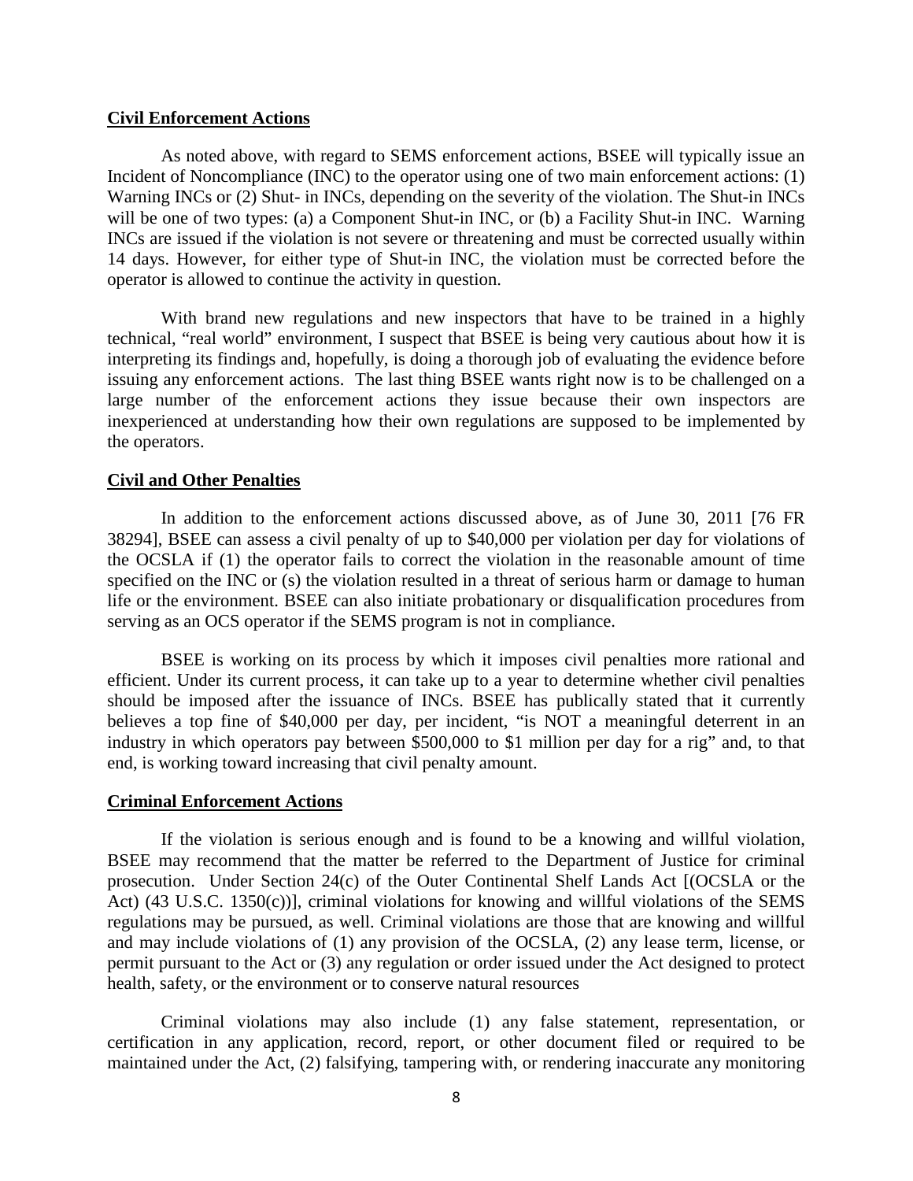**Civil Enforcement Actions**

As noted above, with regard to SEMS enforcement actions, BSEE will typically issue an Incident of Noncompliance (INC) to the operator using one of two main enforcement actions: (1) Warning INCs or (2) Shut- in INCs, depending on the severity of the violation. The Shut-in INCs will be one of two types: (a) a Component Shut-in INC, or (b) a Facility Shut-in INC. Warning INCs are issued if the violation is not severe or threatening and must be corrected usually within 14 days. However, for either type of Shut-in INC, the violation must be corrected before the operator is allowed to continue the activity in question.

With brand new regulations and new inspectors that have to be trained in a highly technical, "real world" environment, I suspect that BSEE is being very cautious about how it is interpreting its findings and, hopefully, is doing a thorough job of evaluating the evidence before issuing any enforcement actions. The last thing BSEE wants right now is to be challenged on a large number of the enforcement actions they issue because their own inspectors are inexperienced at understanding how their own regulations are supposed to be implemented by the operators.

**Civil and Other Penalties**

In addition to the enforcement actions discussed above, as of June 30, 2011 [76 FR 38294], BSEE can assess a civil penalty of up to $40,000 per violation per day for violations of the OCSLA if (1) the operator fails to correct the violation in the reasonable amount of time specified on the INC or (s) the violation resulted in a threat of serious harm or damage to human life or the environment. BSEE can also initiate probationary or disqualification procedures from serving as an OCS operator if the SEMS program is not in compliance.

BSEE is working on its process by which it imposes civil penalties more rational and efficient. Under its current process, it can take up to a year to determine whether civil penalties should be imposed after the issuance of INCs. BSEE has publically stated that it currently believes a top fine of $40,000 per day, per incident, "is NOT a meaningful deterrent in an industry in which operators pay between $500,000 to $1 million per day for a rig" and, to that end, is working toward increasing that civil penalty amount.

**Criminal Enforcement Actions**

If the violation is serious enough and is found to be a knowing and willful violation, BSEE may recommend that the matter be referred to the Department of Justice for criminal prosecution. Under Section 24(c) of the Outer Continental Shelf Lands Act [(OCSLA or the Act) (43 U.S.C. 1350(c))], criminal violations for knowing and willful violations of the SEMS regulations may be pursued, as well. Criminal violations are those that are knowing and willful and may include violations of (1) any provision of the OCSLA, (2) any lease term, license, or permit pursuant to the Act or (3) any regulation or order issued under the Act designed to protect health, safety, or the environment or to conserve natural resources

Criminal violations may also include (1) any false statement, representation, or certification in any application, record, report, or other document filed or required to be maintained under the Act, (2) falsifying, tampering with, or rendering inaccurate any monitoring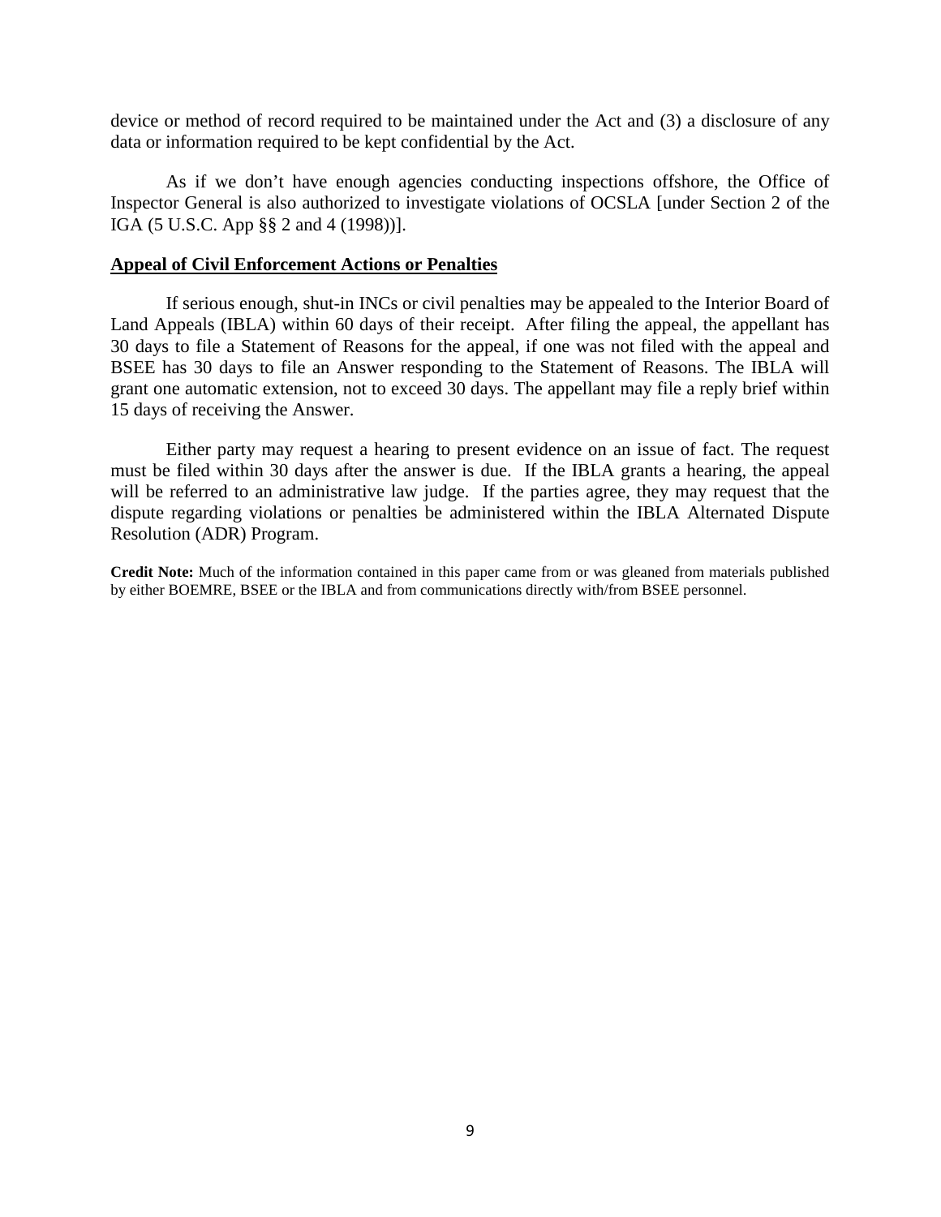device or method of record required to be maintained under the Act and (3) a disclosure of any data or information required to be kept confidential by the Act.

As if we don't have enough agencies conducting inspections offshore, the Office of Inspector General is also authorized to investigate violations of OCSLA [under Section 2 of the IGA (5 U.S.C. App §§ 2 and 4 (1998))].

## Appeal of Civil Enforcement Actions or Penalties

If serious enough, shut-in INCs or civil penalties may be appealed to the Interior Board of Land Appeals (IBLA) within 60 days of their receipt. After filing the appeal, the appellant has 30 days to file a Statement of Reasons for the appeal, if one was not filed with the appeal and BSEE has 30 days to file an Answer responding to the Statement of Reasons. The IBLA will grant one automatic extension, not to exceed 30 days. The appellant may file a reply brief within 15 days of receiving the Answer.

Either party may request a hearing to present evidence on an issue of fact. The request must be filed within 30 days after the answer is due. If the IBLA grants a hearing, the appeal will be referred to an administrative law judge. If the parties agree, they may request that the dispute regarding violations or penalties be administered within the IBLA Alternated Dispute Resolution (ADR) Program.

**Credit Note:** Much of the information contained in this paper came from or was gleaned from materials published by either BOEMRE, BSEE or the IBLA and from communications directly with/from BSEE personnel.